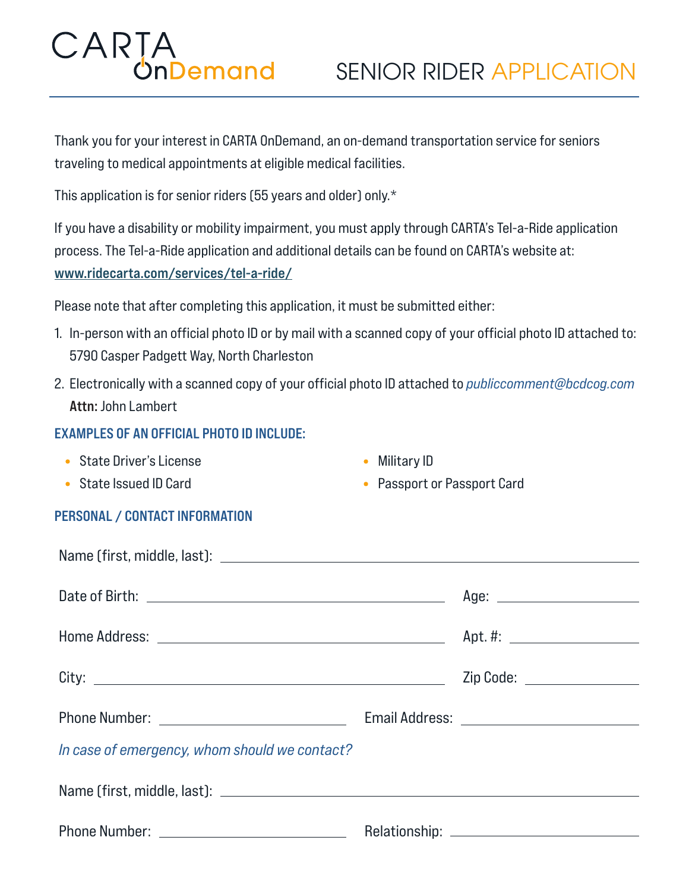# CARTA OnDemand

# SENIOR RIDER APPLICATION

Thank you for your interest in CARTA OnDemand, an on-demand transportation service for seniors traveling to medical appointments at eligible medical facilities.

This application is for senior riders (55 years and older) only.*

If you have a disability or mobility impairment, you must apply through CARTA's Tel-a-Ride application process. The Tel-a-Ride application and additional details can be found on CARTA's website at: **www.ridecarta.com/services/tel-a-ride/**

Please note that after completing this application, it must be submitted either:

1. In-person with an official photo ID or by mail with a scanned copy of your official photo ID attached to: 5790 Casper Padgett Way, North Charleston
2. Electronically with a scanned copy of your official photo ID attached to *publiccomment@bcdcog.com* **Attn:** John Lambert

### EXAMPLES OF AN OFFICIAL PHOTO ID INCLUDE:

- State Driver's License
- State Issued ID Card
- Military ID
- Passport or Passport Card

### PERSONAL / CONTACT INFORMATION

Name (first, middle, last): ______________________________

Date of Birth: ______________________ Age: __________

Home Address: ______________________ Apt. #: __________

City: ______________________ Zip Code: __________

Phone Number: ______________ Email Address: ______________

*In case of emergency, whom should we contact?*

Name (first, middle, last): ______________________________

Phone Number: ______________ Relationship: ______________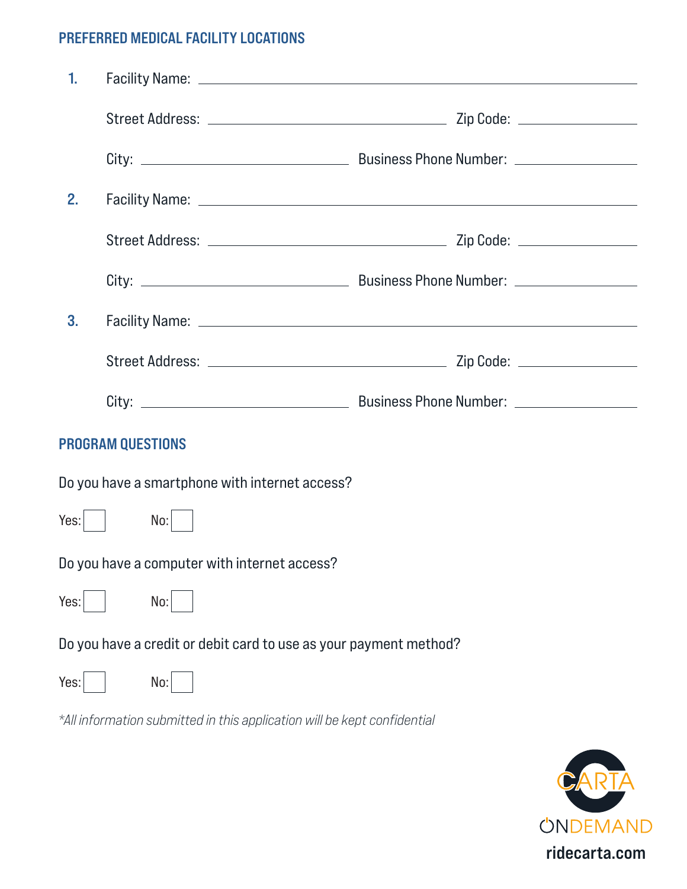## PREFERRED MEDICAL FACILITY LOCATIONS

**1.** Facility Name: ______________________________

Street Address: ______________________ Zip Code: __________

City: __________________ Business Phone Number: __________

**2.** Facility Name: ______________________________

Street Address: ______________________ Zip Code: __________

City: __________________ Business Phone Number: __________

**3.** Facility Name: ______________________________

Street Address: ______________________ Zip Code: __________

City: __________________ Business Phone Number: __________

## PROGRAM QUESTIONS

Do you have a smartphone with internet access?

Yes: ☐ No: ☐

Do you have a computer with internet access?

Yes: ☐ No: ☐

Do you have a credit or debit card to use as your payment method?

Yes: ☐ No: ☐

**All information submitted in this application will be kept confidential*

CARTA ONDEMAND

**ridecarta.com**